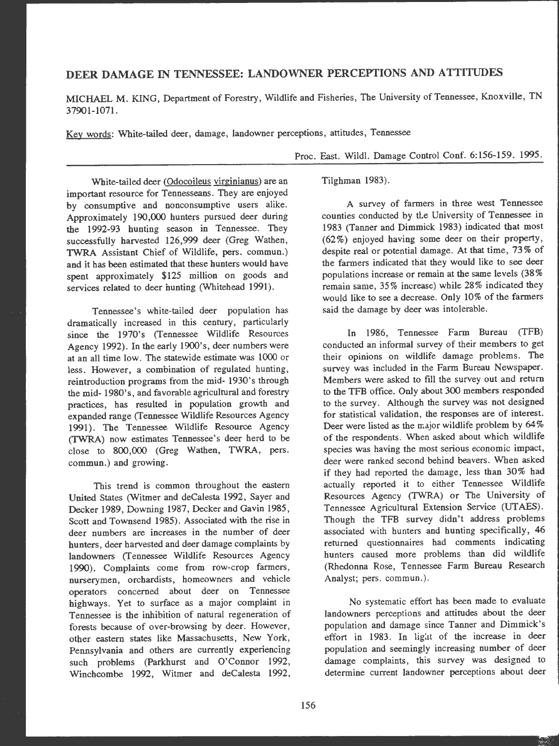# DEER DAMAGE IN TENNESSEE: LANDOWNER PERCEPTIONS AND ATTITUDES

MICHAEL M. KING, Department of Forestry, Wildlife and Fisheries, The University of Tennessee, Knoxville, TN 37901-1071.

Key words: White-tailed deer, damage, landowner perceptions, attitudes, Tennessee

Proc. East. Wildl. Damage Control Conf. 6:156-159. 1995.

White-tailed deer (Odocoileus virginianus) are an important resource for Tennesseans. They are enjoyed by consumptive and nonconsumptive users alike. Approximately 190,000 hunters pursued deer during the 1992-93 hunting season in Tennessee. They successfully harvested 126,999 deer (Greg Wathen, TWRA Assistant Chief of Wildlife, pers. commun.) and it has been estimated that these hunters would have spent approximately $125 million on goods and services related to deer hunting (Whitehead 1991).

Tennessee's white-tailed deer population has dramatically increased in this century, particularly since the 1970's (Tennessee Wildlife Resources Agency 1992). In the early 1900's, deer numbers were at an all time low. The statewide estimate was 1000 or less. However, a combination of regulated hunting, reintroduction programs from the mid- 1930's through the mid- 1980's, and favorable agricultural and forestry practices, has resulted in population growth and expanded range (Tennessee Wildlife Resources Agency 1991). The Tennessee Wildlife Resource Agency (TWRA) now estimates Tennessee's deer herd to be close to 800,000 (Greg Wathen, TWRA, pers. commun.) and growing.

This trend is common throughout the eastern United States (Witmer and deCalesta 1992, Sayer and Decker 1989, Downing 1987, Decker and Gavin 1985, Scott and Townsend 1985). Associated with the rise in deer numbers are increases in the number of deer hunters, deer harvested and deer damage complaints by landowners (Tennessee Wildlife Resources Agency 1990). Complaints come from row-crop farmers, nurserymen, orchardists, homeowners and vehicle operators concerned about deer on Tennessee highways. Yet to surface as a major complaint in Tennessee is the inhibition of natural regeneration of forests because of over-browsing by deer. However, other eastern states like Massachusetts, New York, Pennsylvania and others are currently experiencing such problems (Parkhurst and O'Connor 1992, Winchcombe 1992, Witmer and deCalesta 1992, Tilghman 1983).

A survey of farmers in three west Tennessee counties conducted by the University of Tennessee in 1983 (Tanner and Dimmick 1983) indicated that most (62%) enjoyed having some deer on their property, despite real or potential damage. At that time, 73% of the farmers indicated that they would like to see deer populations increase or remain at the same levels (38% remain same, 35% increase) while 28% indicated they would like to see a decrease. Only 10% of the farmers said the damage by deer was intolerable.

In 1986, Tennessee Farm Bureau (TFB) conducted an informal survey of their members to get their opinions on wildlife damage problems. The survey was included in the Farm Bureau Newspaper. Members were asked to fill the survey out and return to the TFB office. Only about 300 members responded to the survey. Although the survey was not designed for statistical validation, the responses are of interest. Deer were listed as the major wildlife problem by 64% of the respondents. When asked about which wildlife species was having the most serious economic impact, deer were ranked second behind beavers. When asked if they had reported the damage, less than 30% had actually reported it to either Tennessee Wildlife Resources Agency (TWRA) or The University of Tennessee Agricultural Extension Service (UTAES). Though the TFB survey didn't address problems associated with hunters and hunting specifically, 46 returned questionnaires had comments indicating hunters caused more problems than did wildlife (Rhedonna Rose, Tennessee Farm Bureau Research Analyst; pers. commun.).

No systematic effort has been made to evaluate landowners perceptions and attitudes about the deer population and damage since Tanner and Dimmick's effort in 1983. In light of the increase in deer population and seemingly increasing number of deer damage complaints, this survey was designed to determine current landowner perceptions about deer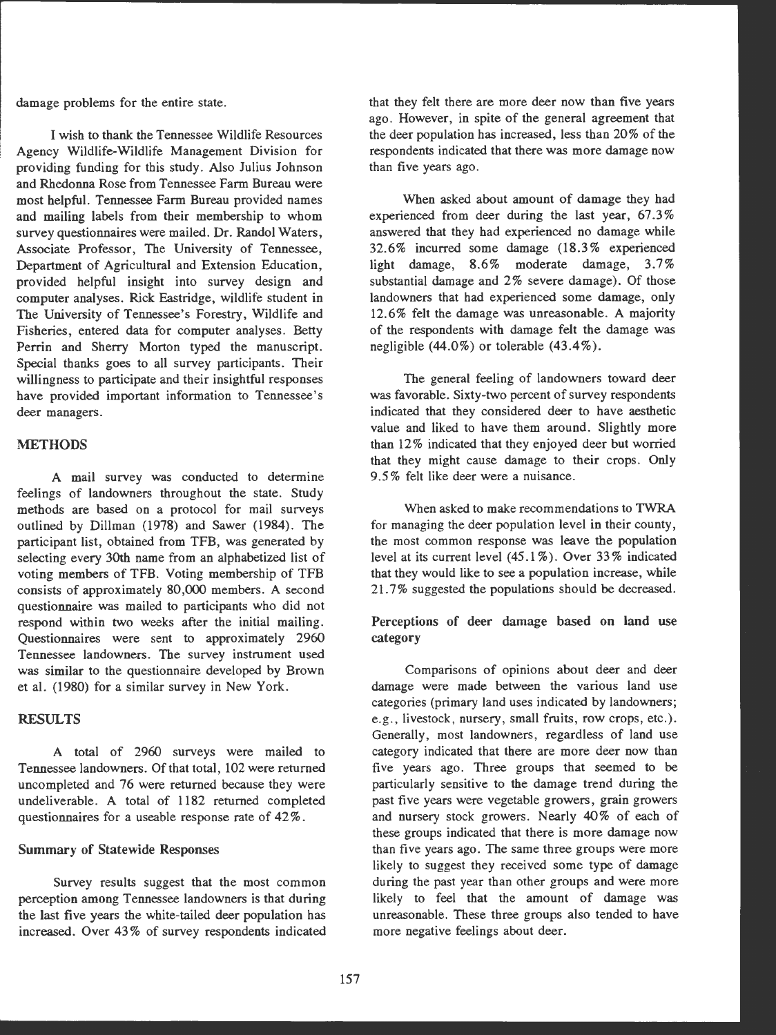damage problems for the entire state.

I wish to thank the Tennessee Wildlife Resources Agency Wildlife-Wildlife Management Division for providing funding for this study. Also Julius Johnson and Rhedonna Rose from Tennessee Farm Bureau were most helpful. Tennessee Farm Bureau provided names and mailing labels from their membership to whom survey questionnaires were mailed. Dr. Randol Waters, Associate Professor, The University of Tennessee, Department of Agricultural and Extension Education, provided helpful insight into survey design and computer analyses. Rick Eastridge, wildlife student in The University of Tennessee's Forestry, Wildlife and Fisheries, entered data for computer analyses. Betty Perrin and Sherry Morton typed the manuscript. Special thanks goes to all survey participants. Their willingness to participate and their insightful responses have provided important information to Tennessee's deer managers.

## METHODS

A mail survey was conducted to determine feelings of landowners throughout the state. Study methods are based on a protocol for mail surveys outlined by Dillman (1978) and Sawer (1984). The participant list, obtained from TFB, was generated by selecting every 30th name from an alphabetized list of voting members of TFB. Voting membership of TFB consists of approximately 80,000 members. A second questionnaire was mailed to participants who did not respond within two weeks after the initial mailing. Questionnaires were sent to approximately 2960 Tennessee landowners. The survey instrument used was similar to the questionnaire developed by Brown et al. (1980) for a similar survey in New York.

## RESULTS

A total of 2960 surveys were mailed to Tennessee landowners. Of that total, 102 were returned uncompleted and 76 were returned because they were undeliverable. A total of 1182 returned completed questionnaires for a useable response rate of 42%.

### Summary of Statewide Responses

Survey results suggest that the most common perception among Tennessee landowners is that during the last five years the white-tailed deer population has increased. Over 43% of survey respondents indicated that they felt there are more deer now than five years ago. However, in spite of the general agreement that the deer population has increased, less than 20% of the respondents indicated that there was more damage now than five years ago.

When asked about amount of damage they had experienced from deer during the last year, 67.3% answered that they had experienced no damage while 32.6% incurred some damage (18.3% experienced light damage, 8.6% moderate damage, 3.7% substantial damage and 2% severe damage). Of those landowners that had experienced some damage, only 12.6% felt the damage was unreasonable. A majority of the respondents with damage felt the damage was negligible (44.0%) or tolerable (43.4%).

The general feeling of landowners toward deer was favorable. Sixty-two percent of survey respondents indicated that they considered deer to have aesthetic value and liked to have them around. Slightly more than 12% indicated that they enjoyed deer but worried that they might cause damage to their crops. Only 9.5% felt like deer were a nuisance.

When asked to make recommendations to TWRA for managing the deer population level in their county, the most common response was leave the population level at its current level (45.1%). Over 33% indicated that they would like to see a population increase, while 21.7% suggested the populations should be decreased.

### Perceptions of deer damage based on land use category

Comparisons of opinions about deer and deer damage were made between the various land use categories (primary land uses indicated by landowners; e.g., livestock, nursery, small fruits, row crops, etc.). Generally, most landowners, regardless of land use category indicated that there are more deer now than five years ago. Three groups that seemed to be particularly sensitive to the damage trend during the past five years were vegetable growers, grain growers and nursery stock growers. Nearly 40% of each of these groups indicated that there is more damage now than five years ago. The same three groups were more likely to suggest they received some type of damage during the past year than other groups and were more likely to feel that the amount of damage was unreasonable. These three groups also tended to have more negative feelings about deer.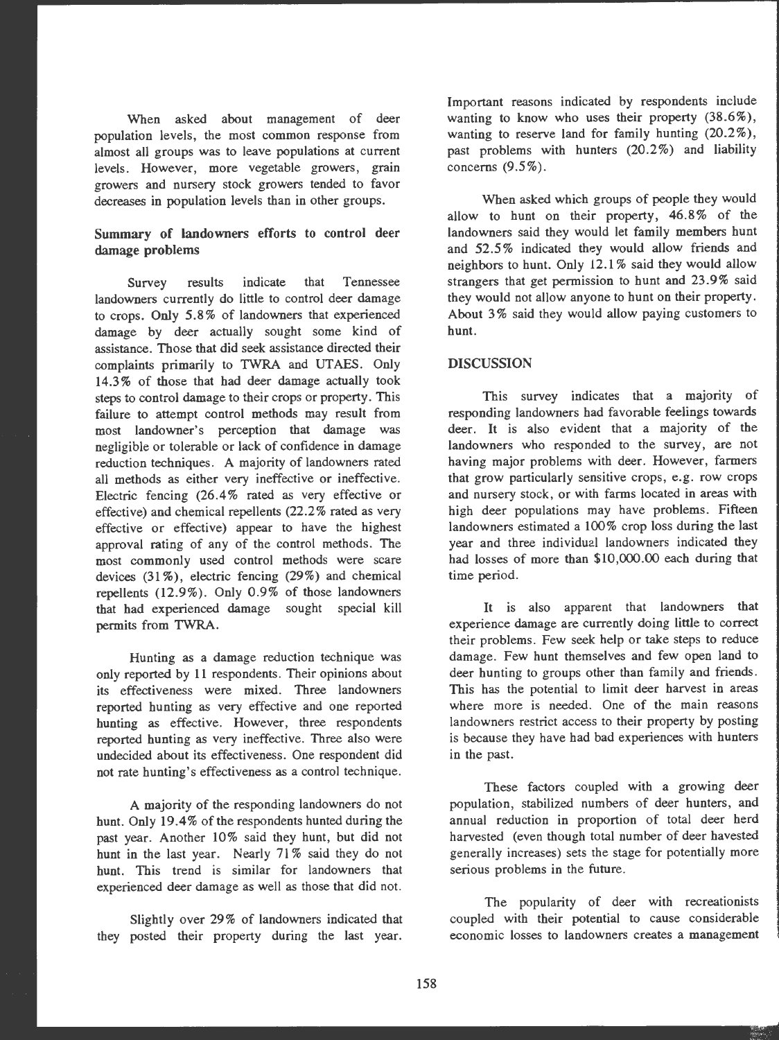When asked about management of deer population levels, the most common response from almost all groups was to leave populations at current levels. However, more vegetable growers, grain growers and nursery stock growers tended to favor decreases in population levels than in other groups.

## Summary of landowners efforts to control deer damage problems

Survey results indicate that Tennessee landowners currently do little to control deer damage to crops. Only 5.8% of landowners that experienced damage by deer actually sought some kind of assistance. Those that did seek assistance directed their complaints primarily to TWRA and UTAES. Only 14.3% of those that had deer damage actually took steps to control damage to their crops or property. This failure to attempt control methods may result from most landowner's perception that damage was negligible or tolerable or lack of confidence in damage reduction techniques. A majority of landowners rated all methods as either very ineffective or ineffective. Electric fencing (26.4% rated as very effective or effective) and chemical repellents (22.2% rated as very effective or effective) appear to have the highest approval rating of any of the control methods. The most commonly used control methods were scare devices (31%), electric fencing (29%) and chemical repellents (12.9%). Only 0.9% of those landowners that had experienced damage sought special kill permits from TWRA.

Hunting as a damage reduction technique was only reported by 11 respondents. Their opinions about its effectiveness were mixed. Three landowners reported hunting as very effective and one reported hunting as effective. However, three respondents reported hunting as very ineffective. Three also were undecided about its effectiveness. One respondent did not rate hunting's effectiveness as a control technique.

A majority of the responding landowners do not hunt. Only 19.4% of the respondents hunted during the past year. Another 10% said they hunt, but did not hunt in the last year. Nearly 71% said they do not hunt. This trend is similar for landowners that experienced deer damage as well as those that did not.

Slightly over 29% of landowners indicated that they posted their property during the last year. Important reasons indicated by respondents include wanting to know who uses their property (38.6%), wanting to reserve land for family hunting (20.2%), past problems with hunters (20.2%) and liability concerns (9.5%).

When asked which groups of people they would allow to hunt on their property, 46.8% of the landowners said they would let family members hunt and 52.5% indicated they would allow friends and neighbors to hunt. Only 12.1% said they would allow strangers that get permission to hunt and 23.9% said they would not allow anyone to hunt on their property. About 3% said they would allow paying customers to hunt.

## DISCUSSION

This survey indicates that a majority of responding landowners had favorable feelings towards deer. It is also evident that a majority of the landowners who responded to the survey, are not having major problems with deer. However, farmers that grow particularly sensitive crops, e.g. row crops and nursery stock, or with farms located in areas with high deer populations may have problems. Fifteen landowners estimated a 100% crop loss during the last year and three individual landowners indicated they had losses of more than $10,000.00 each during that time period.

It is also apparent that landowners that experience damage are currently doing little to correct their problems. Few seek help or take steps to reduce damage. Few hunt themselves and few open land to deer hunting to groups other than family and friends. This has the potential to limit deer harvest in areas where more is needed. One of the main reasons landowners restrict access to their property by posting is because they have had bad experiences with hunters in the past.

These factors coupled with a growing deer population, stabilized numbers of deer hunters, and annual reduction in proportion of total deer herd harvested (even though total number of deer havested generally increases) sets the stage for potentially more serious problems in the future.

The popularity of deer with recreationists coupled with their potential to cause considerable economic losses to landowners creates a management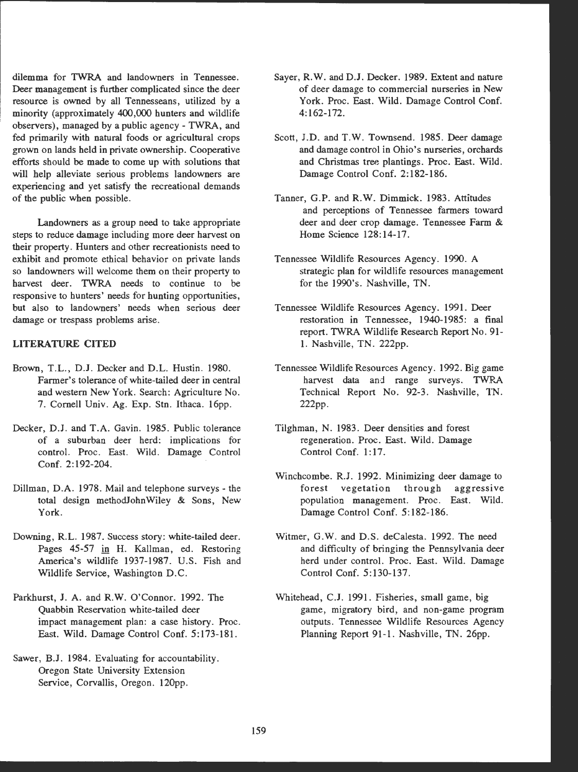dilemma for TWRA and landowners in Tennessee. Deer management is further complicated since the deer resource is owned by all Tennesseans, utilized by a minority (approximately 400,000 hunters and wildlife observers), managed by a public agency - TWRA, and fed primarily with natural foods or agricultural crops grown on lands held in private ownership. Cooperative efforts should be made to come up with solutions that will help alleviate serious problems landowners are experiencing and yet satisfy the recreational demands of the public when possible.

Landowners as a group need to take appropriate steps to reduce damage including more deer harvest on their property. Hunters and other recreationists need to exhibit and promote ethical behavior on private lands so landowners will welcome them on their property to harvest deer. TWRA needs to continue to be responsive to hunters' needs for hunting opportunities, but also to landowners' needs when serious deer damage or trespass problems arise.

## LITERATURE CITED

Brown, T.L., D.J. Decker and D.L. Hustin. 1980. Farmer's tolerance of white-tailed deer in central and western New York. Search: Agriculture No. 7. Cornell Univ. Ag. Exp. Stn. Ithaca. 16pp.

Decker, D.J. and T.A. Gavin. 1985. Public tolerance of a suburban deer herd: implications for control. Proc. East. Wild. Damage Control Conf. 2:192-204.

Dillman, D.A. 1978. Mail and telephone surveys - the total design methodJohnWiley & Sons, New York.

Downing, R.L. 1987. Success story: white-tailed deer. Pages 45-57 in H. Kallman, ed. Restoring America's wildlife 1937-1987. U.S. Fish and Wildlife Service, Washington D.C.

Parkhurst, J. A. and R.W. O'Connor. 1992. The Quabbin Reservation white-tailed deer impact management plan: a case history. Proc. East. Wild. Damage Control Conf. 5:173-181.

Sawer, B.J. 1984. Evaluating for accountability. Oregon State University Extension Service, Corvallis, Oregon. 120pp.

Sayer, R.W. and D.J. Decker. 1989. Extent and nature of deer damage to commercial nurseries in New York. Proc. East. Wild. Damage Control Conf. 4:162-172.

Scott, J.D. and T.W. Townsend. 1985. Deer damage and damage control in Ohio's nurseries, orchards and Christmas tree plantings. Proc. East. Wild. Damage Control Conf. 2:182-186.

Tanner, G.P. and R.W. Dimmick. 1983. Attitudes and perceptions of Tennessee farmers toward deer and deer crop damage. Tennessee Farm & Home Science 128:14-17.

Tennessee Wildlife Resources Agency. 1990. A strategic plan for wildlife resources management for the 1990's. Nashville, TN.

Tennessee Wildlife Resources Agency. 1991. Deer restoration in Tennessee, 1940-1985: a final report. TWRA Wildlife Research Report No. 91-1. Nashville, TN. 222pp.

Tennessee Wildlife Resources Agency. 1992. Big game harvest data and range surveys. TWRA Technical Report No. 92-3. Nashville, TN. 222pp.

Tilghman, N. 1983. Deer densities and forest regeneration. Proc. East. Wild. Damage Control Conf. 1:17.

Winchcombe. R.J. 1992. Minimizing deer damage to forest vegetation through aggressive population management. Proc. East. Wild. Damage Control Conf. 5:182-186.

Witmer, G.W. and D.S. deCalesta. 1992. The need and difficulty of bringing the Pennsylvania deer herd under control. Proc. East. Wild. Damage Control Conf. 5:130-137.

Whitehead, C.J. 1991. Fisheries, small game, big game, migratory bird, and non-game program outputs. Tennessee Wildlife Resources Agency Planning Report 91-1. Nashville, TN. 26pp.